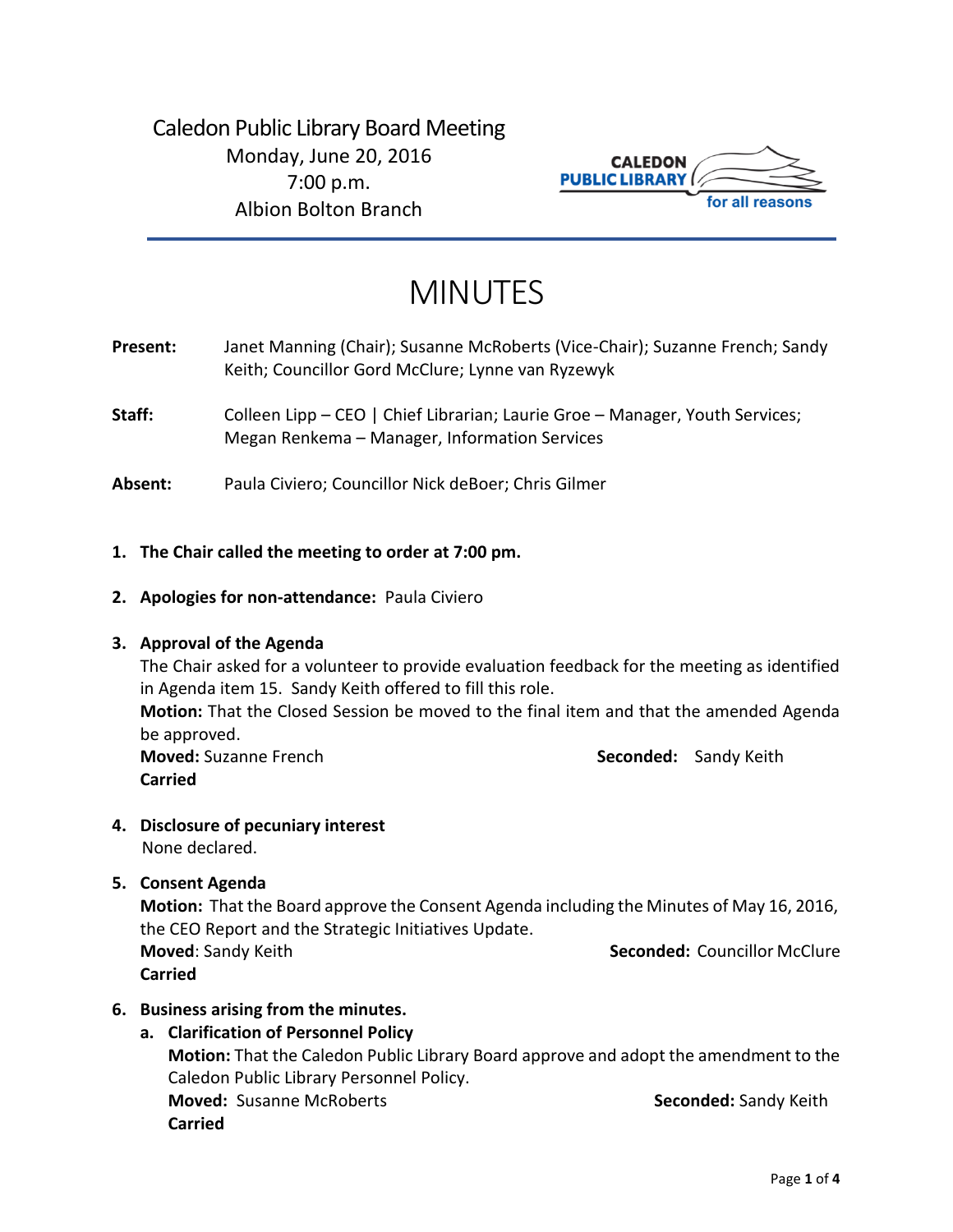Caledon Public Library Board Meeting
Monday, June 20, 2016
7:00 p.m.
Albion Bolton Branch

CALEDON PUBLIC LIBRARY for all reasons

# MINUTES

**Present:** Janet Manning (Chair); Susanne McRoberts (Vice-Chair); Suzanne French; Sandy Keith; Councillor Gord McClure; Lynne van Ryzewyk

**Staff:** Colleen Lipp – CEO | Chief Librarian; Laurie Groe – Manager, Youth Services; Megan Renkema – Manager, Information Services

**Absent:** Paula Civiero; Councillor Nick deBoer; Chris Gilmer

1. **The Chair called the meeting to order at 7:00 pm.**

2. **Apologies for non-attendance:** Paula Civiero

3. **Approval of the Agenda**
   The Chair asked for a volunteer to provide evaluation feedback for the meeting as identified in Agenda item 15. Sandy Keith offered to fill this role.
   **Motion:** That the Closed Session be moved to the final item and that the amended Agenda be approved.
   **Moved:** Suzanne French **Seconded:** Sandy Keith
   **Carried**

4. **Disclosure of pecuniary interest**
   None declared.

5. **Consent Agenda**
   **Motion:** That the Board approve the Consent Agenda including the Minutes of May 16, 2016, the CEO Report and the Strategic Initiatives Update.
   **Moved**: Sandy Keith **Seconded:** Councillor McClure
   **Carried**

6. **Business arising from the minutes.**
   a. **Clarification of Personnel Policy**
      **Motion:** That the Caledon Public Library Board approve and adopt the amendment to the Caledon Public Library Personnel Policy.
      **Moved:** Susanne McRoberts **Seconded:** Sandy Keith
      **Carried**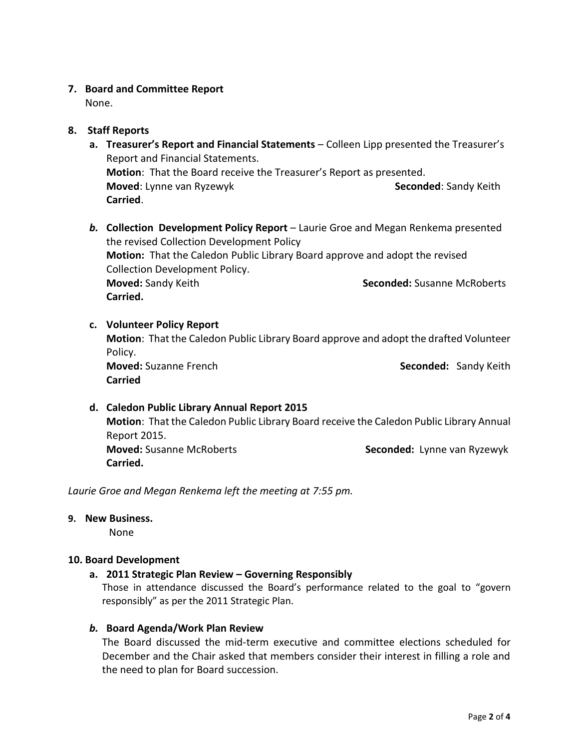**7. Board and Committee Report**

None.

**8. Staff Reports**

**a. Treasurer's Report and Financial Statements** – Colleen Lipp presented the Treasurer's Report and Financial Statements.
**Motion**: That the Board receive the Treasurer's Report as presented.
**Moved**: Lynne van Ryzewyk **Seconded**: Sandy Keith
**Carried**.

***b.*** **Collection Development Policy Report** – Laurie Groe and Megan Renkema presented the revised Collection Development Policy
**Motion:** That the Caledon Public Library Board approve and adopt the revised Collection Development Policy.
**Moved:** Sandy Keith **Seconded:** Susanne McRoberts
**Carried.**

**c. Volunteer Policy Report**
**Motion**: That the Caledon Public Library Board approve and adopt the drafted Volunteer Policy.
**Moved:** Suzanne French **Seconded:** Sandy Keith
**Carried**

**d. Caledon Public Library Annual Report 2015**
**Motion**: That the Caledon Public Library Board receive the Caledon Public Library Annual Report 2015.
**Moved:** Susanne McRoberts **Seconded:** Lynne van Ryzewyk
**Carried.**

*Laurie Groe and Megan Renkema left the meeting at 7:55 pm.*

**9. New Business.**

None

**10. Board Development**

**a. 2011 Strategic Plan Review – Governing Responsibly**
Those in attendance discussed the Board's performance related to the goal to "govern responsibly" as per the 2011 Strategic Plan.

***b.*** **Board Agenda/Work Plan Review**
The Board discussed the mid-term executive and committee elections scheduled for December and the Chair asked that members consider their interest in filling a role and the need to plan for Board succession.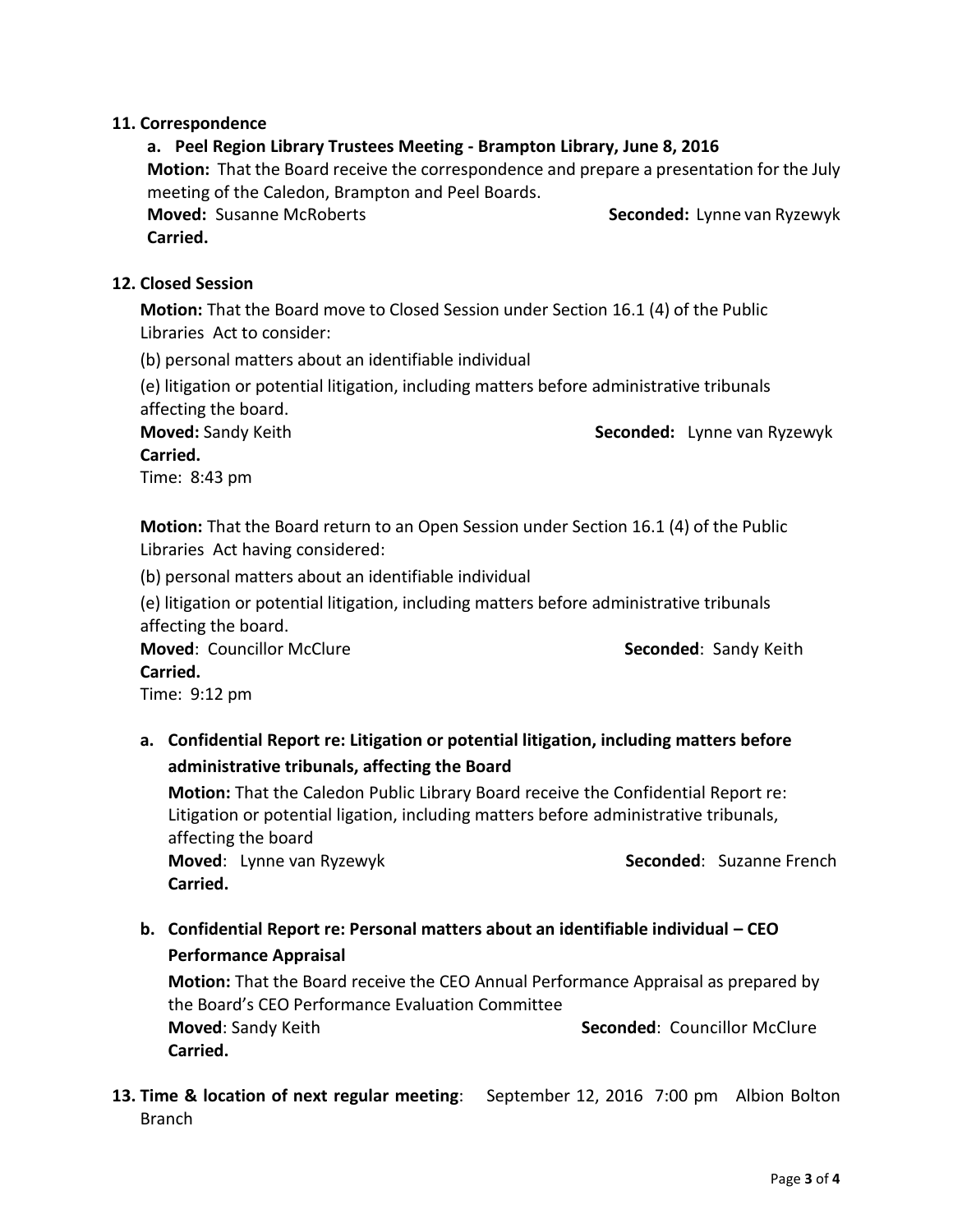## 11. Correspondence

### a. Peel Region Library Trustees Meeting - Brampton Library, June 8, 2016

**Motion:** That the Board receive the correspondence and prepare a presentation for the July meeting of the Caledon, Brampton and Peel Boards.

**Moved:** Susanne McRoberts **Seconded:** Lynne van Ryzewyk

**Carried.**

## 12. Closed Session

**Motion:** That the Board move to Closed Session under Section 16.1 (4) of the Public Libraries Act to consider:

(b) personal matters about an identifiable individual

(e) litigation or potential litigation, including matters before administrative tribunals affecting the board.

**Moved:** Sandy Keith **Seconded:** Lynne van Ryzewyk

**Carried.**

Time: 8:43 pm

**Motion:** That the Board return to an Open Session under Section 16.1 (4) of the Public Libraries Act having considered:

(b) personal matters about an identifiable individual

(e) litigation or potential litigation, including matters before administrative tribunals affecting the board.

**Moved**: Councillor McClure **Seconded**: Sandy Keith

**Carried.**

Time: 9:12 pm

### a. Confidential Report re: Litigation or potential litigation, including matters before administrative tribunals, affecting the Board

**Motion:** That the Caledon Public Library Board receive the Confidential Report re: Litigation or potential ligation, including matters before administrative tribunals, affecting the board

**Moved**: Lynne van Ryzewyk **Seconded**: Suzanne French

**Carried.**

### b. Confidential Report re: Personal matters about an identifiable individual – CEO Performance Appraisal

**Motion:** That the Board receive the CEO Annual Performance Appraisal as prepared by the Board's CEO Performance Evaluation Committee

**Moved**: Sandy Keith **Seconded**: Councillor McClure

**Carried.**

## 13. Time & location of next regular meeting: September 12, 2016 7:00 pm Albion Bolton Branch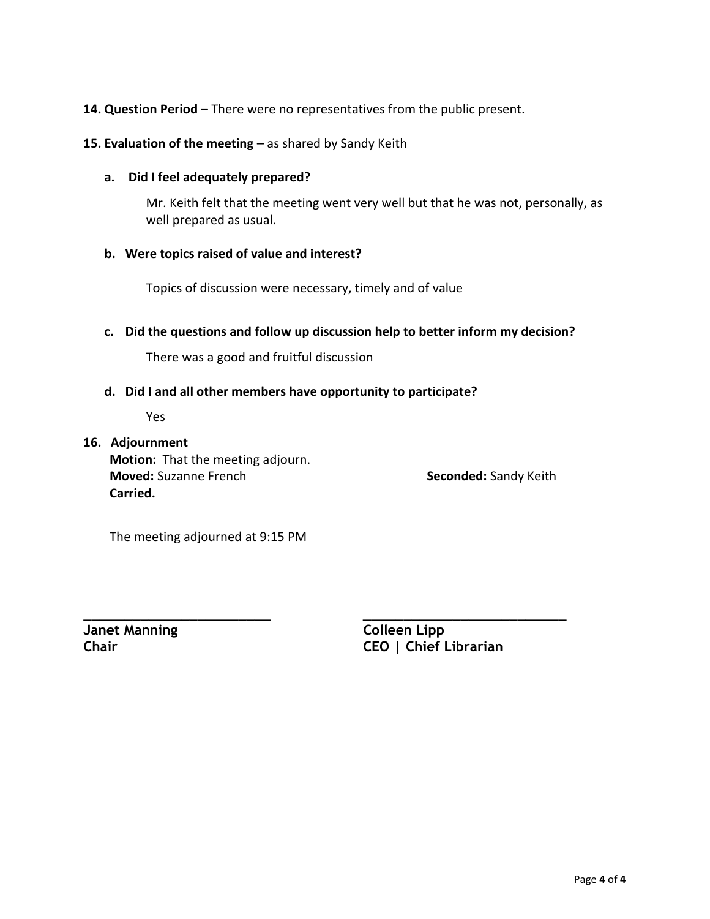**14. Question Period** – There were no representatives from the public present.

**15. Evaluation of the meeting** – as shared by Sandy Keith

**a. Did I feel adequately prepared?**

Mr. Keith felt that the meeting went very well but that he was not, personally, as well prepared as usual.

**b. Were topics raised of value and interest?**

Topics of discussion were necessary, timely and of value

**c. Did the questions and follow up discussion help to better inform my decision?**

There was a good and fruitful discussion

**d. Did I and all other members have opportunity to participate?**

Yes

**16. Adjournment**

**Motion:** That the meeting adjourn.
**Moved:** Suzanne French **Seconded:** Sandy Keith
**Carried.**

The meeting adjourned at 9:15 PM

\_\_\_\_\_\_\_\_\_\_\_\_\_\_\_\_\_\_\_\_\_\_\_\_\_\_
**Janet Manning**
**Chair**

\_\_\_\_\_\_\_\_\_\_\_\_\_\_\_\_\_\_\_\_\_\_\_\_\_\_
**Colleen Lipp**
**CEO | Chief Librarian**